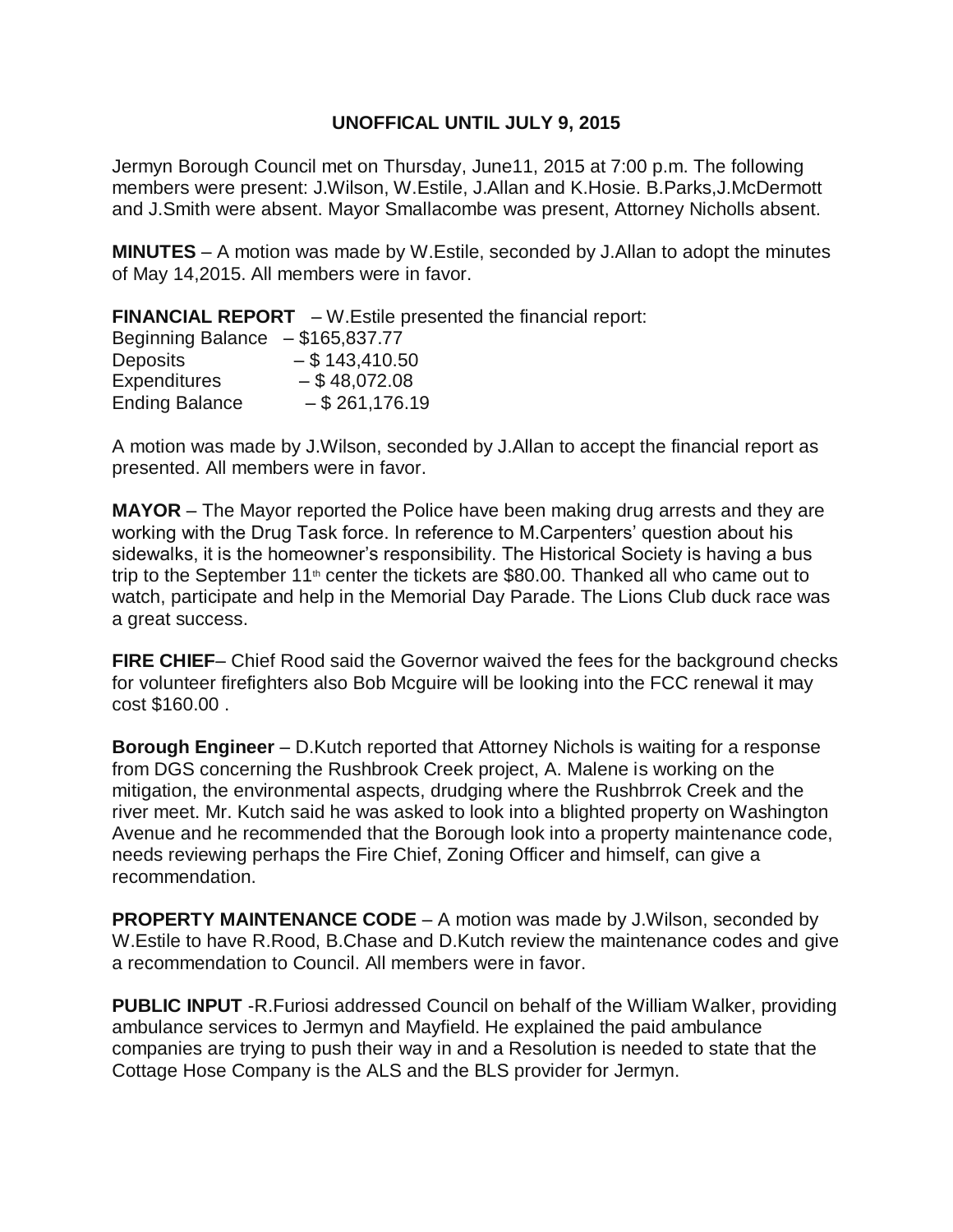**UNOFFICAL UNTIL JULY 9, 2015**

Jermyn Borough Council met on Thursday, June11, 2015 at 7:00 p.m. The following members were present: J.Wilson, W.Estile, J.Allan and K.Hosie. B.Parks,J.McDermott and J.Smith were absent. Mayor Smallacombe was present, Attorney Nicholls absent.

**MINUTES** – A motion was made by W.Estile, seconded by J.Allan to adopt the minutes of May 14,2015. All members were in favor.

**FINANCIAL REPORT** – W.Estile presented the financial report:

Beginning Balance – $165,837.77
Deposits – $ 143,410.50
Expenditures – $ 48,072.08
Ending Balance – $ 261,176.19

A motion was made by J.Wilson, seconded by J.Allan to accept the financial report as presented. All members were in favor.

**MAYOR** – The Mayor reported the Police have been making drug arrests and they are working with the Drug Task force. In reference to M.Carpenters' question about his sidewalks, it is the homeowner's responsibility. The Historical Society is having a bus trip to the September 11th center the tickets are $80.00. Thanked all who came out to watch, participate and help in the Memorial Day Parade. The Lions Club duck race was a great success.

**FIRE CHIEF**– Chief Rood said the Governor waived the fees for the background checks for volunteer firefighters also Bob Mcguire will be looking into the FCC renewal it may cost $160.00 .

**Borough Engineer** – D.Kutch reported that Attorney Nichols is waiting for a response from DGS concerning the Rushbrook Creek project, A. Malene is working on the mitigation, the environmental aspects, drudging where the Rushbrrok Creek and the river meet. Mr. Kutch said he was asked to look into a blighted property on Washington Avenue and he recommended that the Borough look into a property maintenance code, needs reviewing perhaps the Fire Chief, Zoning Officer and himself, can give a recommendation.

**PROPERTY MAINTENANCE CODE** – A motion was made by J.Wilson, seconded by W.Estile to have R.Rood, B.Chase and D.Kutch review the maintenance codes and give a recommendation to Council. All members were in favor.

**PUBLIC INPUT** -R.Furiosi addressed Council on behalf of the William Walker, providing ambulance services to Jermyn and Mayfield. He explained the paid ambulance companies are trying to push their way in and a Resolution is needed to state that the Cottage Hose Company is the ALS and the BLS provider for Jermyn.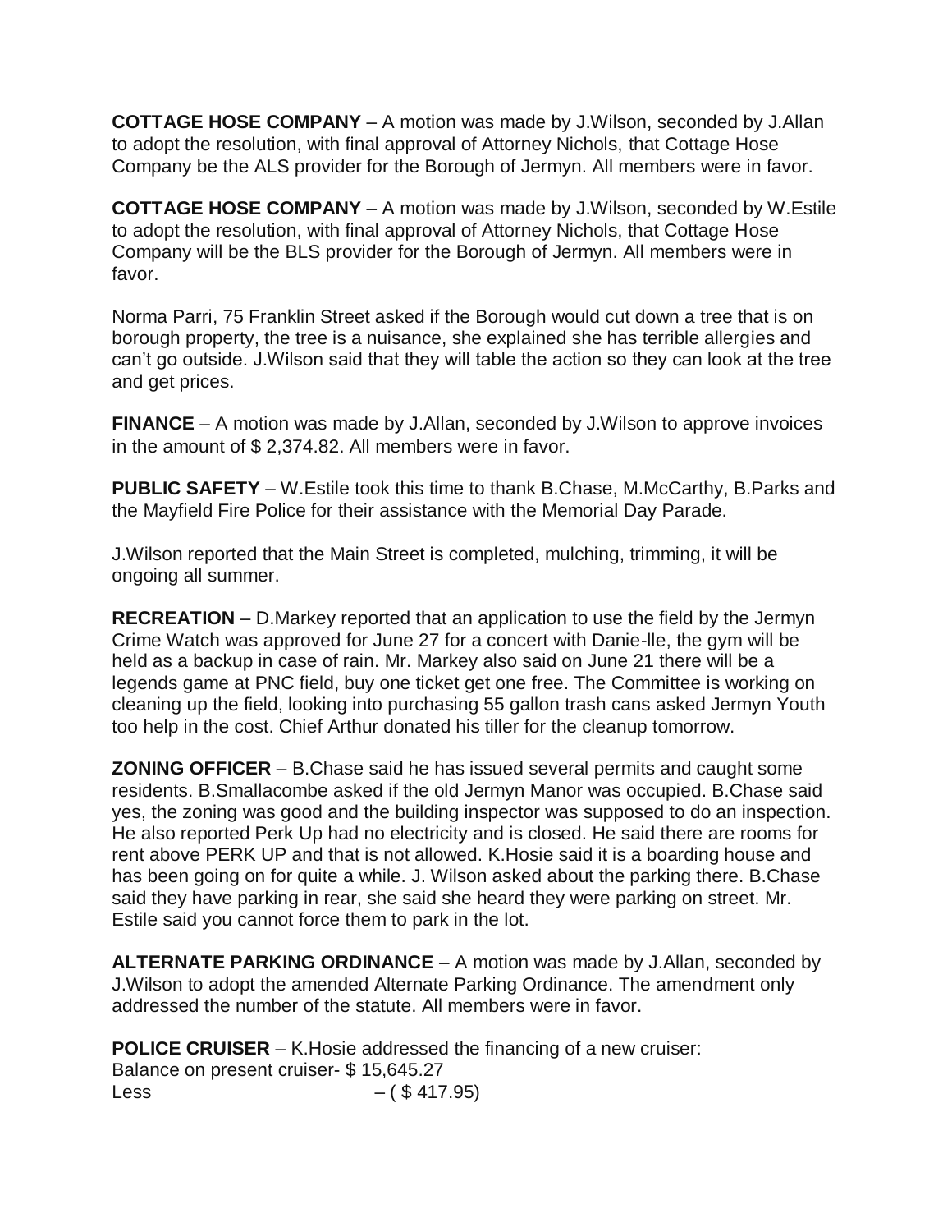**COTTAGE HOSE COMPANY** – A motion was made by J.Wilson, seconded by J.Allan to adopt the resolution, with final approval of Attorney Nichols, that Cottage Hose Company be the ALS provider for the Borough of Jermyn. All members were in favor.

**COTTAGE HOSE COMPANY** – A motion was made by J.Wilson, seconded by W.Estile to adopt the resolution, with final approval of Attorney Nichols, that Cottage Hose Company will be the BLS provider for the Borough of Jermyn. All members were in favor.

Norma Parri, 75 Franklin Street asked if the Borough would cut down a tree that is on borough property, the tree is a nuisance, she explained she has terrible allergies and can't go outside. J.Wilson said that they will table the action so they can look at the tree and get prices.

**FINANCE** – A motion was made by J.Allan, seconded by J.Wilson to approve invoices in the amount of $ 2,374.82. All members were in favor.

**PUBLIC SAFETY** – W.Estile took this time to thank B.Chase, M.McCarthy, B.Parks and the Mayfield Fire Police for their assistance with the Memorial Day Parade.

J.Wilson reported that the Main Street is completed, mulching, trimming, it will be ongoing all summer.

**RECREATION** – D.Markey reported that an application to use the field by the Jermyn Crime Watch was approved for June 27 for a concert with Danie-lle, the gym will be held as a backup in case of rain. Mr. Markey also said on June 21 there will be a legends game at PNC field, buy one ticket get one free. The Committee is working on cleaning up the field, looking into purchasing 55 gallon trash cans asked Jermyn Youth too help in the cost. Chief Arthur donated his tiller for the cleanup tomorrow.

**ZONING OFFICER** – B.Chase said he has issued several permits and caught some residents. B.Smallacombe asked if the old Jermyn Manor was occupied. B.Chase said yes, the zoning was good and the building inspector was supposed to do an inspection. He also reported Perk Up had no electricity and is closed. He said there are rooms for rent above PERK UP and that is not allowed. K.Hosie said it is a boarding house and has been going on for quite a while. J. Wilson asked about the parking there. B.Chase said they have parking in rear, she said she heard they were parking on street. Mr. Estile said you cannot force them to park in the lot.

**ALTERNATE PARKING ORDINANCE** – A motion was made by J.Allan, seconded by J.Wilson to adopt the amended Alternate Parking Ordinance. The amendment only addressed the number of the statute. All members were in favor.

**POLICE CRUISER** – K.Hosie addressed the financing of a new cruiser:
Balance on present cruiser- $ 15,645.27
Less – ( $ 417.95)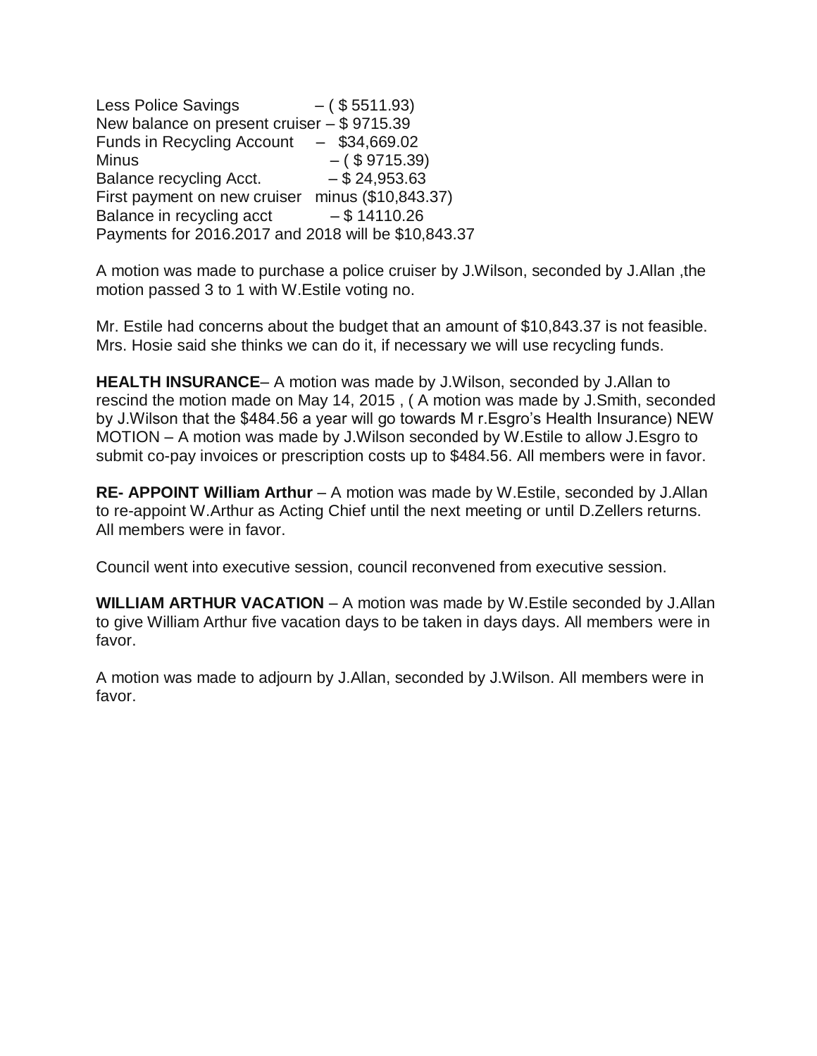Less Police Savings – ( $ 5511.93)
New balance on present cruiser – $ 9715.39
Funds in Recycling Account – $34,669.02
Minus – ( $ 9715.39)
Balance recycling Acct. – $ 24,953.63
First payment on new cruiser minus ($10,843.37)
Balance in recycling acct – $ 14110.26
Payments for 2016.2017 and 2018 will be $10,843.37

A motion was made to purchase a police cruiser by J.Wilson, seconded by J.Allan ,the motion passed 3 to 1 with W.Estile voting no.

Mr. Estile had concerns about the budget that an amount of $10,843.37 is not feasible. Mrs. Hosie said she thinks we can do it, if necessary we will use recycling funds.

**HEALTH INSURANCE**– A motion was made by J.Wilson, seconded by J.Allan to rescind the motion made on May 14, 2015 , ( A motion was made by J.Smith, seconded by J.Wilson that the $484.56 a year will go towards M r.Esgro's Health Insurance) NEW MOTION – A motion was made by J.Wilson seconded by W.Estile to allow J.Esgro to submit co-pay invoices or prescription costs up to $484.56. All members were in favor.

**RE- APPOINT William Arthur** – A motion was made by W.Estile, seconded by J.Allan to re-appoint W.Arthur as Acting Chief until the next meeting or until D.Zellers returns. All members were in favor.

Council went into executive session, council reconvened from executive session.

**WILLIAM ARTHUR VACATION** – A motion was made by W.Estile seconded by J.Allan to give William Arthur five vacation days to be taken in days days. All members were in favor.

A motion was made to adjourn by J.Allan, seconded by J.Wilson. All members were in favor.